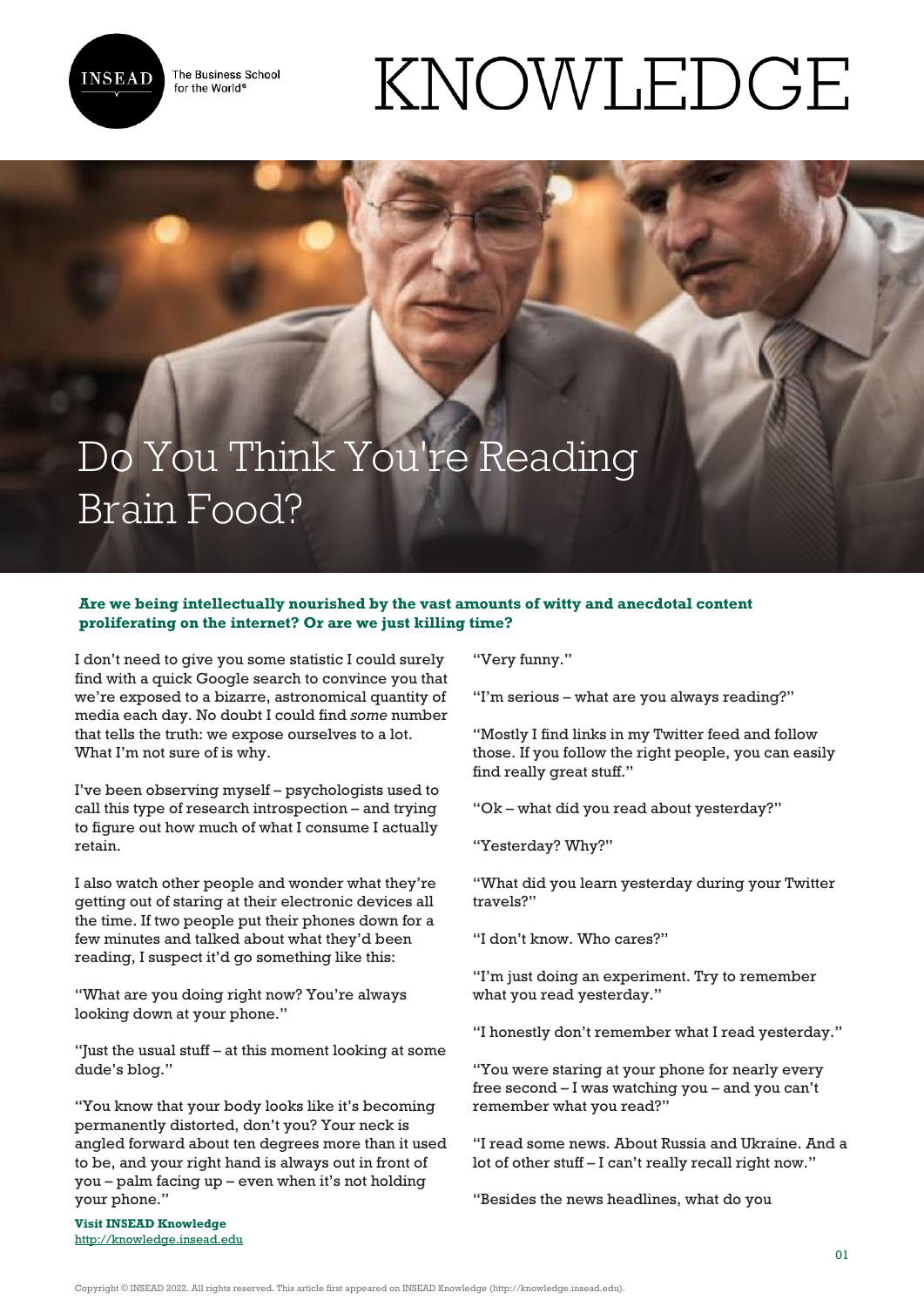# Do You Think You're Reading Brain Food?

**Are we being intellectually nourished by the vast amounts of witty and anecdotal content proliferating on the internet? Or are we just killing time?**

I don't need to give you some statistic I could surely find with a quick Google search to convince you that we're exposed to a bizarre, astronomical quantity of media each day. No doubt I could find *some* number that tells the truth: we expose ourselves to a lot. What I'm not sure of is why.

I've been observing myself – psychologists used to call this type of research introspection – and trying to figure out how much of what I consume I actually retain.

I also watch other people and wonder what they're getting out of staring at their electronic devices all the time. If two people put their phones down for a few minutes and talked about what they'd been reading, I suspect it'd go something like this:

"What are you doing right now? You're always looking down at your phone."

"Just the usual stuff – at this moment looking at some dude's blog."

"You know that your body looks like it's becoming permanently distorted, don't you? Your neck is angled forward about ten degrees more than it used to be, and your right hand is always out in front of you – palm facing up – even when it's not holding your phone."

"Very funny."

"I'm serious – what are you always reading?"

"Mostly I find links in my Twitter feed and follow those. If you follow the right people, you can easily find really great stuff."

"Ok – what did you read about yesterday?"

"Yesterday? Why?"

"What did you learn yesterday during your Twitter travels?"

"I don't know. Who cares?"

"I'm just doing an experiment. Try to remember what you read yesterday."

"I honestly don't remember what I read yesterday."

"You were staring at your phone for nearly every free second – I was watching you – and you can't remember what you read?"

"I read some news. About Russia and Ukraine. And a lot of other stuff – I can't really recall right now."

"Besides the news headlines, what do you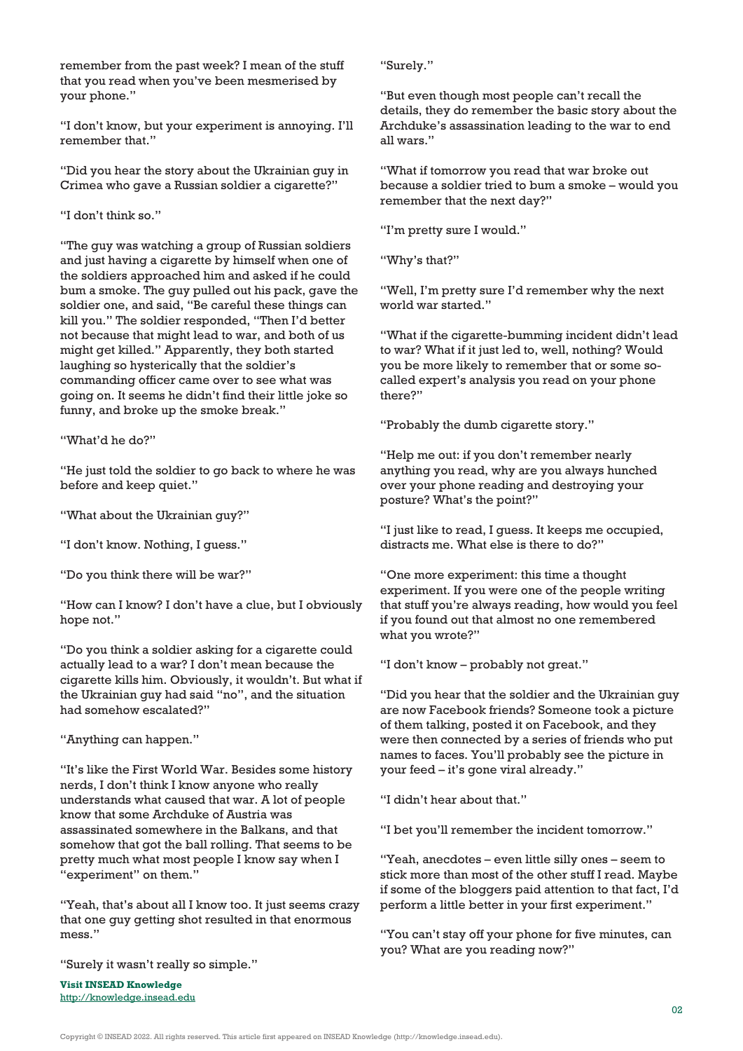remember from the past week? I mean of the stuff that you read when you've been mesmerised by your phone."

"I don't know, but your experiment is annoying. I'll remember that."

"Did you hear the story about the Ukrainian guy in Crimea who gave a Russian soldier a cigarette?"

"I don't think so."

"The guy was watching a group of Russian soldiers and just having a cigarette by himself when one of the soldiers approached him and asked if he could bum a smoke. The guy pulled out his pack, gave the soldier one, and said, "Be careful these things can kill you." The soldier responded, "Then I'd better not because that might lead to war, and both of us might get killed." Apparently, they both started laughing so hysterically that the soldier's commanding officer came over to see what was going on. It seems he didn't find their little joke so funny, and broke up the smoke break."

"What'd he do?"

"He just told the soldier to go back to where he was before and keep quiet."

"What about the Ukrainian guy?"

"I don't know. Nothing, I guess."

"Do you think there will be war?"

"How can I know? I don't have a clue, but I obviously hope not."

"Do you think a soldier asking for a cigarette could actually lead to a war? I don't mean because the cigarette kills him. Obviously, it wouldn't. But what if the Ukrainian guy had said "no", and the situation had somehow escalated?"

"Anything can happen."

"It's like the First World War. Besides some history nerds, I don't think I know anyone who really understands what caused that war. A lot of people know that some Archduke of Austria was assassinated somewhere in the Balkans, and that somehow that got the ball rolling. That seems to be pretty much what most people I know say when I "experiment" on them."

"Yeah, that's about all I know too. It just seems crazy that one guy getting shot resulted in that enormous mess."

"Surely it wasn't really so simple."

"Surely."

"But even though most people can't recall the details, they do remember the basic story about the Archduke's assassination leading to the war to end all wars."

"What if tomorrow you read that war broke out because a soldier tried to bum a smoke – would you remember that the next day?"

"I'm pretty sure I would."

"Why's that?"

"Well, I'm pretty sure I'd remember why the next world war started."

"What if the cigarette-bumming incident didn't lead to war? What if it just led to, well, nothing? Would you be more likely to remember that or some so-called expert's analysis you read on your phone there?"

"Probably the dumb cigarette story."

"Help me out: if you don't remember nearly anything you read, why are you always hunched over your phone reading and destroying your posture? What's the point?"

"I just like to read, I guess. It keeps me occupied, distracts me. What else is there to do?"

"One more experiment: this time a thought experiment. If you were one of the people writing that stuff you're always reading, how would you feel if you found out that almost no one remembered what you wrote?"

"I don't know – probably not great."

"Did you hear that the soldier and the Ukrainian guy are now Facebook friends? Someone took a picture of them talking, posted it on Facebook, and they were then connected by a series of friends who put names to faces. You'll probably see the picture in your feed – it's gone viral already."

"I didn't hear about that."

"I bet you'll remember the incident tomorrow."

"Yeah, anecdotes – even little silly ones – seem to stick more than most of the other stuff I read. Maybe if some of the bloggers paid attention to that fact, I'd perform a little better in your first experiment."

"You can't stay off your phone for five minutes, can you? What are you reading now?"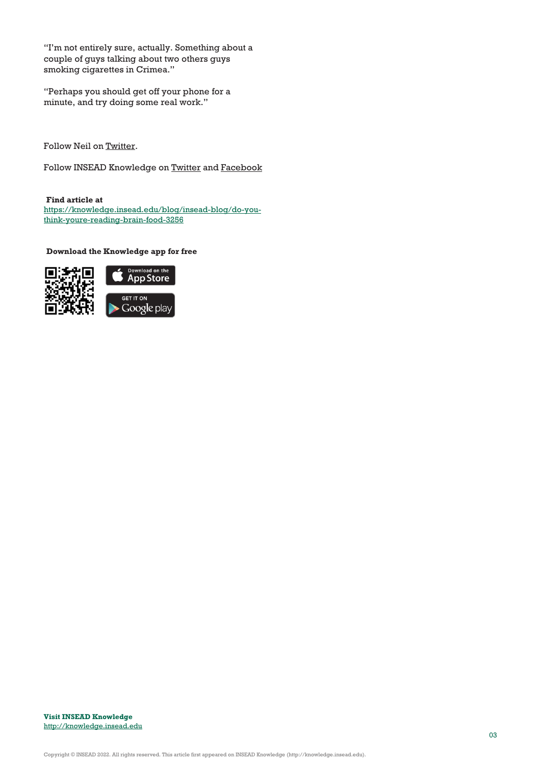"I'm not entirely sure, actually. Something about a couple of guys talking about two others guys smoking cigarettes in Crimea."

"Perhaps you should get off your phone for a minute, and try doing some real work."

Follow Neil on Twitter.

Follow INSEAD Knowledge on Twitter and Facebook

**Find article at**
https://knowledge.insead.edu/blog/insead-blog/do-you-think-youre-reading-brain-food-3256

**Download the Knowledge app for free**

**Visit INSEAD Knowledge**
http://knowledge.insead.edu

Copyright © INSEAD 2022. All rights reserved. This article first appeared on INSEAD Knowledge (http://knowledge.insead.edu).